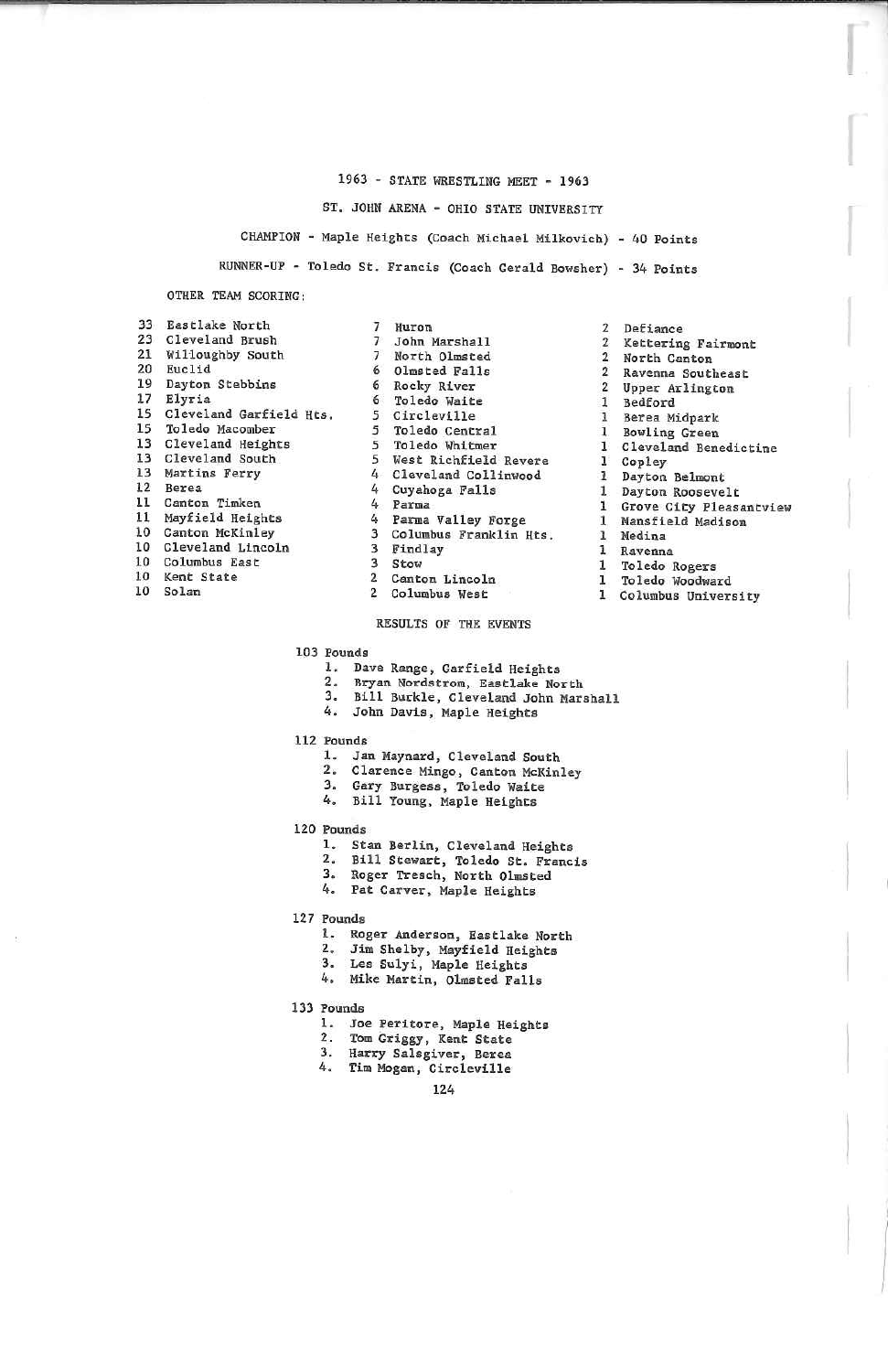# 1963 - STATE WRESTLING MEET - 1963

## ST. JOHN ARENA - OHIO STATE UNIVERSITY

CHAMPION - Maple Heights (Coach Michael Milkovich) - 40 Points

RUNNER-UP - Toledo St. Francis (Coach Gerald Bowsher) - 34 Points

OTHER TEAM SCORING:

33 Eastlake North
23 Cleveland Brush
21 Willoughby South
20 Euclid
19 Dayton Stebbins
17 Elyria
15 Cleveland Garfield Hts.
15 Toledo Macomber
13 Cleveland Heights
13 Cleveland South
13 Martins Ferry
12 Berea
11 Canton Timken
11 Mayfield Heights
10 Canton McKinley
10 Cleveland Lincoln
10 Columbus East
10 Kent State
10 Solan
7 Huron
7 John Marshall
7 North Olmsted
6 Olmsted Falls
6 Rocky River
6 Toledo Waite
5 Circleville
5 Toledo Central
5 Toledo Whitmer
5 West Richfield Revere
4 Cleveland Collinwood
4 Cuyahoga Falls
4 Parma
4 Parma Valley Forge
3 Columbus Franklin Hts.
3 Findlay
3 Stow
2 Canton Lincoln
2 Columbus West
2 Defiance
2 Kettering Fairmont
2 North Canton
2 Ravenna Southeast
2 Upper Arlington
1 Bedford
1 Berea Midpark
1 Bowling Green
1 Cleveland Benedictine
1 Copley
1 Dayton Belmont
1 Dayton Roosevelt
1 Grove City Pleasantview
1 Mansfield Madison
1 Medina
1 Ravenna
1 Toledo Rogers
1 Toledo Woodward
1 Columbus University

### RESULTS OF THE EVENTS

**103 Pounds**
1. Dave Range, Garfield Heights
2. Bryan Nordstrom, Eastlake North
3. Bill Burkle, Cleveland John Marshall
4. John Davis, Maple Heights

**112 Pounds**
1. Jan Maynard, Cleveland South
2. Clarence Mingo, Canton McKinley
3. Gary Burgess, Toledo Waite
4. Bill Young, Maple Heights

**120 Pounds**
1. Stan Berlin, Cleveland Heights
2. Bill Stewart, Toledo St. Francis
3. Roger Tresch, North Olmsted
4. Pat Carver, Maple Heights

**127 Pounds**
1. Roger Anderson, Eastlake North
2. Jim Shelby, Mayfield Heights
3. Les Sulyi, Maple Heights
4. Mike Martin, Olmsted Falls

**133 Pounds**
1. Joe Peritore, Maple Heights
2. Tom Griggy, Kent State
3. Harry Salsgiver, Berea
4. Tim Mogan, Circleville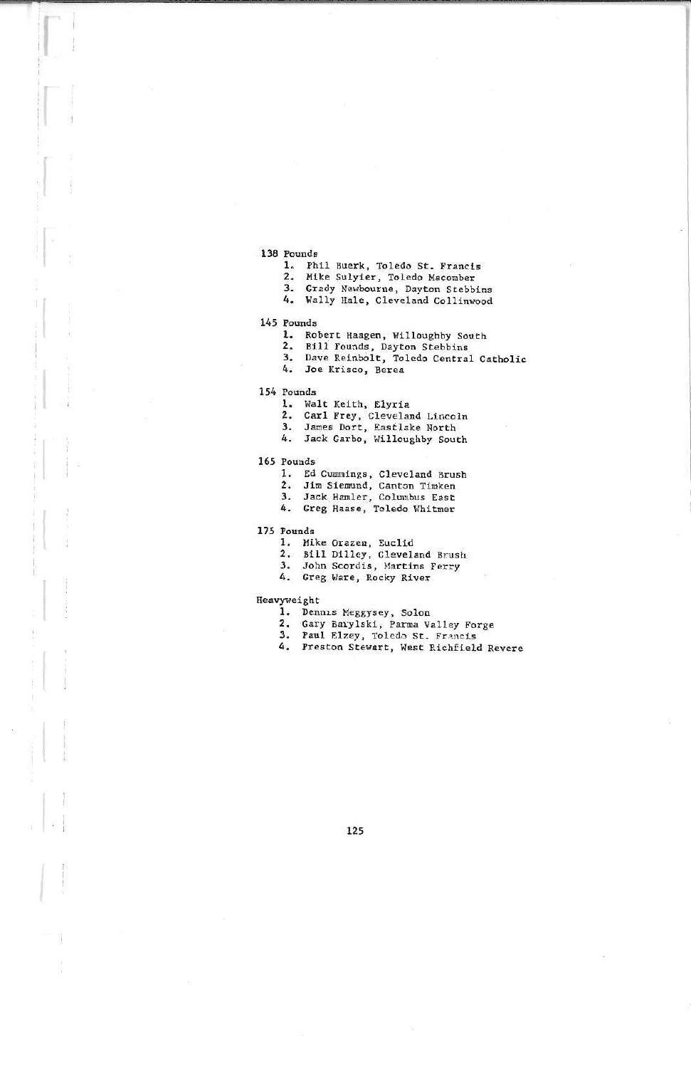138 Pounds

1. Phil Buerk, Toledo St. Francis
2. Mike Sulyier, Toledo Macomber
3. Grady Newbourne, Dayton Stebbins
4. Wally Hale, Cleveland Collinwood

145 Pounds

1. Robert Haagen, Willoughby South
2. Bill Founds, Dayton Stebbins
3. Dave Reinbolt, Toledo Central Catholic
4. Joe Krisco, Berea

154 Pounds

1. Walt Keith, Elyria
2. Carl Frey, Cleveland Lincoln
3. James Dort, Eastlake North
4. Jack Garbo, Willoughby South

165 Pounds

1. Ed Cummings, Cleveland Brush
2. Jim Siemund, Canton Timken
3. Jack Hamler, Columbus East
4. Greg Haase, Toledo Whitmer

175 Pounds

1. Mike Orazen, Euclid
2. Bill Dilley, Cleveland Brush
3. John Scordis, Martins Ferry
4. Greg Ware, Rocky River

Heavyweight

1. Dennis Meggysey, Solon
2. Gary Barylski, Parma Valley Forge
3. Paul Elzey, Toledo St. Francis
4. Preston Stewart, West Richfield Revere